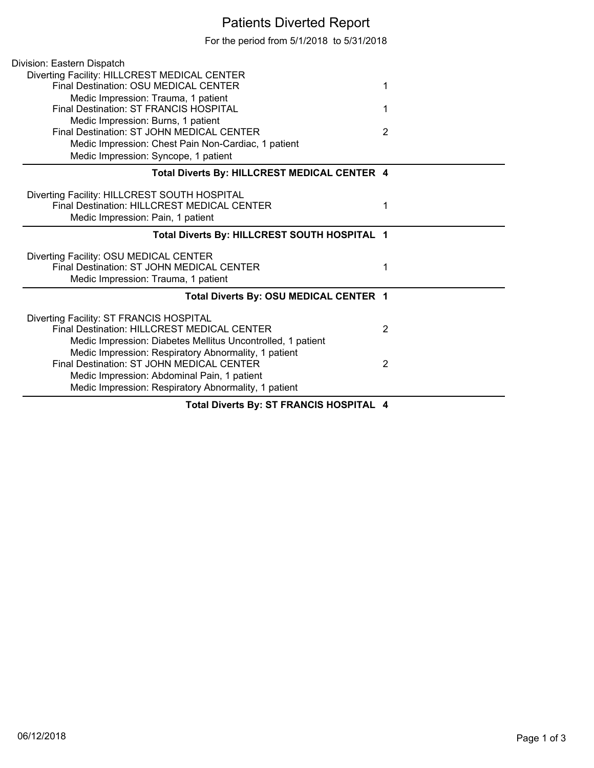# Patients Diverted Report

For the period from 5/1/2018 to 5/31/2018

Division: Eastern Dispatch

Diverting Facility: HILLCREST MEDICAL CENTER

| | |
|---|---|
| Final Destination: OSU MEDICAL CENTER | 1 |
| Medic Impression: Trauma, 1 patient | |
| Final Destination: ST FRANCIS HOSPITAL | 1 |
| Medic Impression: Burns, 1 patient | |
| Final Destination: ST JOHN MEDICAL CENTER | 2 |
| Medic Impression: Chest Pain Non-Cardiac, 1 patient | |
| Medic Impression: Syncope, 1 patient | |
| **Total Diverts By: HILLCREST MEDICAL CENTER** | **4** |

Diverting Facility: HILLCREST SOUTH HOSPITAL

| | |
|---|---|
| Final Destination: HILLCREST MEDICAL CENTER | 1 |
| Medic Impression: Pain, 1 patient | |
| **Total Diverts By: HILLCREST SOUTH HOSPITAL** | **1** |

Diverting Facility: OSU MEDICAL CENTER

| | |
|---|---|
| Final Destination: ST JOHN MEDICAL CENTER | 1 |
| Medic Impression: Trauma, 1 patient | |
| **Total Diverts By: OSU MEDICAL CENTER** | **1** |

Diverting Facility: ST FRANCIS HOSPITAL

| | |
|---|---|
| Final Destination: HILLCREST MEDICAL CENTER | 2 |
| Medic Impression: Diabetes Mellitus Uncontrolled, 1 patient | |
| Medic Impression: Respiratory Abnormality, 1 patient | |
| Final Destination: ST JOHN MEDICAL CENTER | 2 |
| Medic Impression: Abdominal Pain, 1 patient | |
| Medic Impression: Respiratory Abnormality, 1 patient | |
| **Total Diverts By: ST FRANCIS HOSPITAL** | **4** |

06/12/2018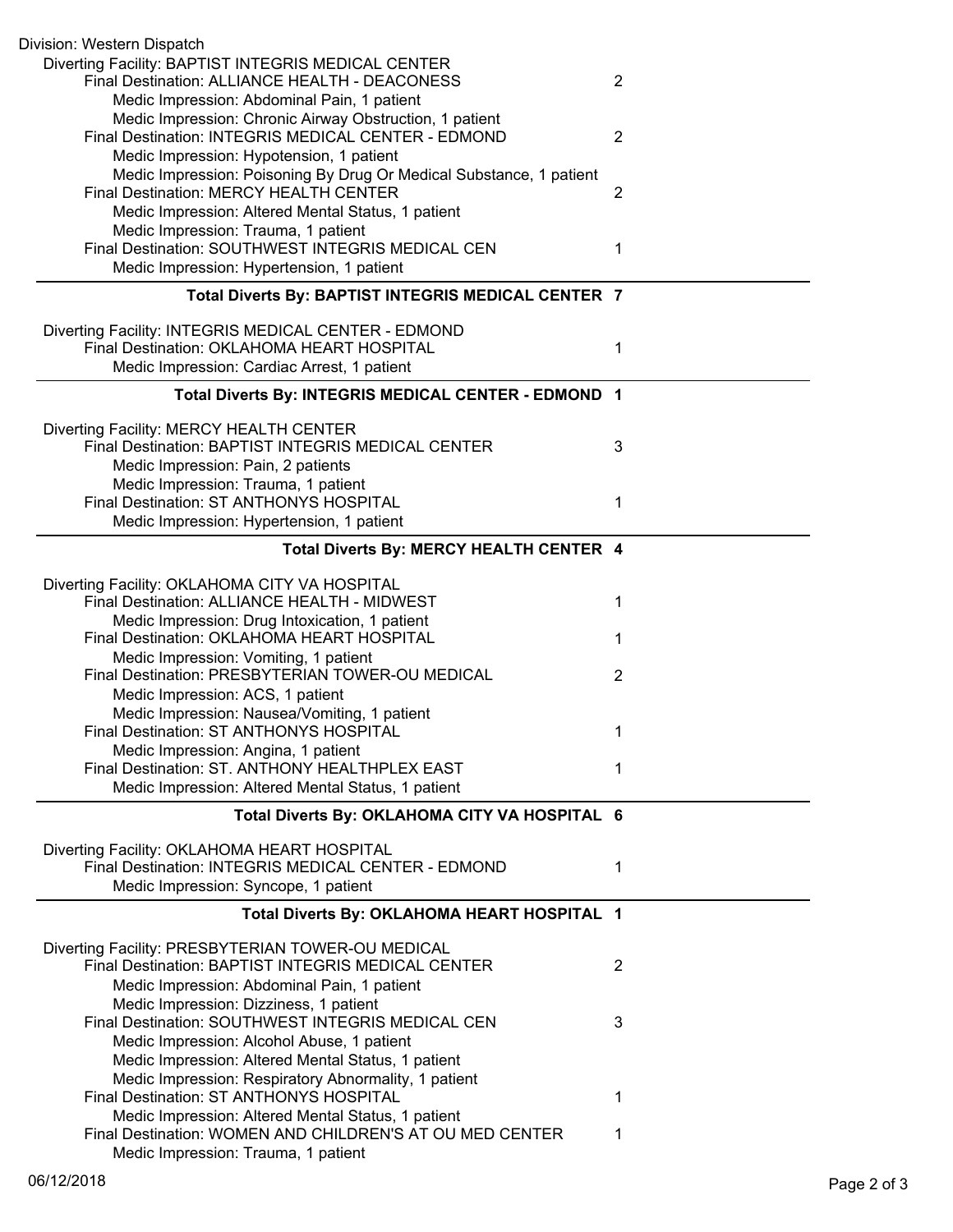Division: Western Dispatch

Diverting Facility: BAPTIST INTEGRIS MEDICAL CENTER

- Final Destination: ALLIANCE HEALTH - DEACONESS — 2
  - Medic Impression: Abdominal Pain, 1 patient
  - Medic Impression: Chronic Airway Obstruction, 1 patient
- Final Destination: INTEGRIS MEDICAL CENTER - EDMOND — 2
  - Medic Impression: Hypotension, 1 patient
  - Medic Impression: Poisoning By Drug Or Medical Substance, 1 patient
- Final Destination: MERCY HEALTH CENTER — 2
  - Medic Impression: Altered Mental Status, 1 patient
  - Medic Impression: Trauma, 1 patient
- Final Destination: SOUTHWEST INTEGRIS MEDICAL CEN — 1
  - Medic Impression: Hypertension, 1 patient

**Total Diverts By: BAPTIST INTEGRIS MEDICAL CENTER 7**

Diverting Facility: INTEGRIS MEDICAL CENTER - EDMOND

- Final Destination: OKLAHOMA HEART HOSPITAL — 1
  - Medic Impression: Cardiac Arrest, 1 patient

**Total Diverts By: INTEGRIS MEDICAL CENTER - EDMOND 1**

Diverting Facility: MERCY HEALTH CENTER

- Final Destination: BAPTIST INTEGRIS MEDICAL CENTER — 3
  - Medic Impression: Pain, 2 patients
  - Medic Impression: Trauma, 1 patient
- Final Destination: ST ANTHONYS HOSPITAL — 1
  - Medic Impression: Hypertension, 1 patient

**Total Diverts By: MERCY HEALTH CENTER 4**

Diverting Facility: OKLAHOMA CITY VA HOSPITAL

- Final Destination: ALLIANCE HEALTH - MIDWEST — 1
  - Medic Impression: Drug Intoxication, 1 patient
- Final Destination: OKLAHOMA HEART HOSPITAL — 1
  - Medic Impression: Vomiting, 1 patient
- Final Destination: PRESBYTERIAN TOWER-OU MEDICAL — 2
  - Medic Impression: ACS, 1 patient
  - Medic Impression: Nausea/Vomiting, 1 patient
- Final Destination: ST ANTHONYS HOSPITAL — 1
  - Medic Impression: Angina, 1 patient
- Final Destination: ST. ANTHONY HEALTHPLEX EAST — 1
  - Medic Impression: Altered Mental Status, 1 patient

**Total Diverts By: OKLAHOMA CITY VA HOSPITAL 6**

Diverting Facility: OKLAHOMA HEART HOSPITAL

- Final Destination: INTEGRIS MEDICAL CENTER - EDMOND — 1
  - Medic Impression: Syncope, 1 patient

**Total Diverts By: OKLAHOMA HEART HOSPITAL 1**

Diverting Facility: PRESBYTERIAN TOWER-OU MEDICAL

- Final Destination: BAPTIST INTEGRIS MEDICAL CENTER — 2
  - Medic Impression: Abdominal Pain, 1 patient
  - Medic Impression: Dizziness, 1 patient
- Final Destination: SOUTHWEST INTEGRIS MEDICAL CEN — 3
  - Medic Impression: Alcohol Abuse, 1 patient
  - Medic Impression: Altered Mental Status, 1 patient
  - Medic Impression: Respiratory Abnormality, 1 patient
- Final Destination: ST ANTHONYS HOSPITAL — 1
  - Medic Impression: Altered Mental Status, 1 patient
- Final Destination: WOMEN AND CHILDREN'S AT OU MED CENTER — 1
  - Medic Impression: Trauma, 1 patient

06/12/2018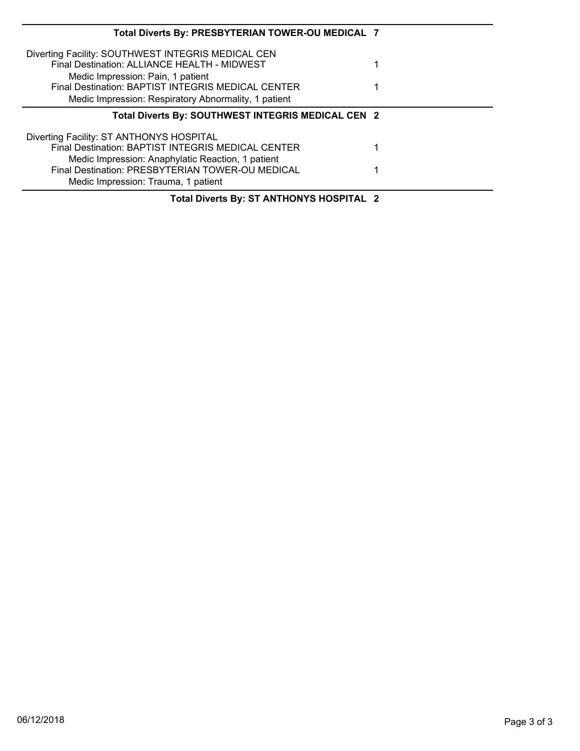**Total Diverts By: PRESBYTERIAN TOWER-OU MEDICAL 7**

Diverting Facility: SOUTHWEST INTEGRIS MEDICAL CEN

| | |
|---|---|
| Final Destination: ALLIANCE HEALTH - MIDWEST | 1 |
| Medic Impression: Pain, 1 patient | |
| Final Destination: BAPTIST INTEGRIS MEDICAL CENTER | 1 |
| Medic Impression: Respiratory Abnormality, 1 patient | |

**Total Diverts By: SOUTHWEST INTEGRIS MEDICAL CEN 2**

Diverting Facility: ST ANTHONYS HOSPITAL

| | |
|---|---|
| Final Destination: BAPTIST INTEGRIS MEDICAL CENTER | 1 |
| Medic Impression: Anaphylatic Reaction, 1 patient | |
| Final Destination: PRESBYTERIAN TOWER-OU MEDICAL | 1 |
| Medic Impression: Trauma, 1 patient | |

**Total Diverts By: ST ANTHONYS HOSPITAL 2**

06/12/2018